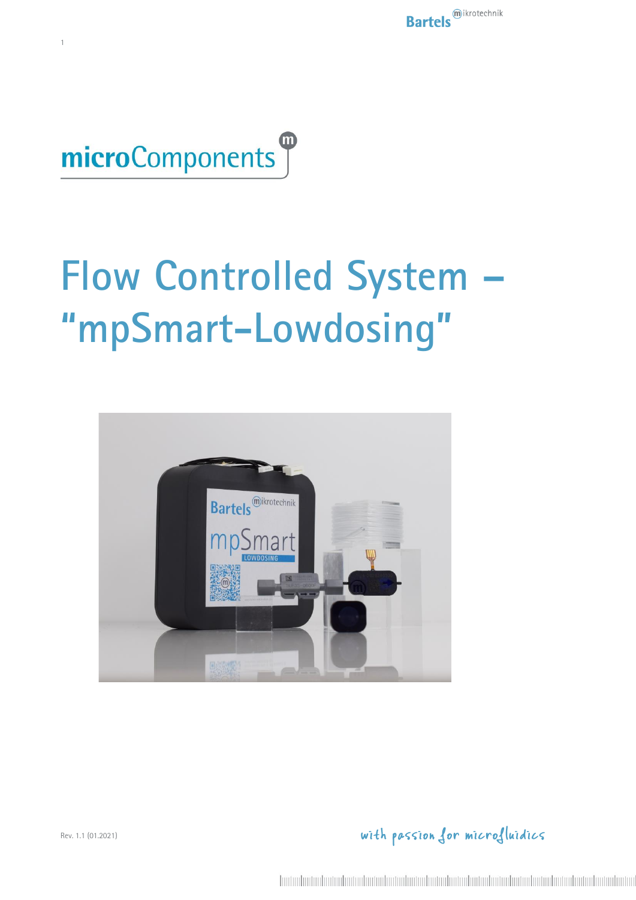microComponents

# Flow Controlled System – "mpSmart-Lowdosing"

Rev. 1.1 (01.2021)

with passion for microfluidics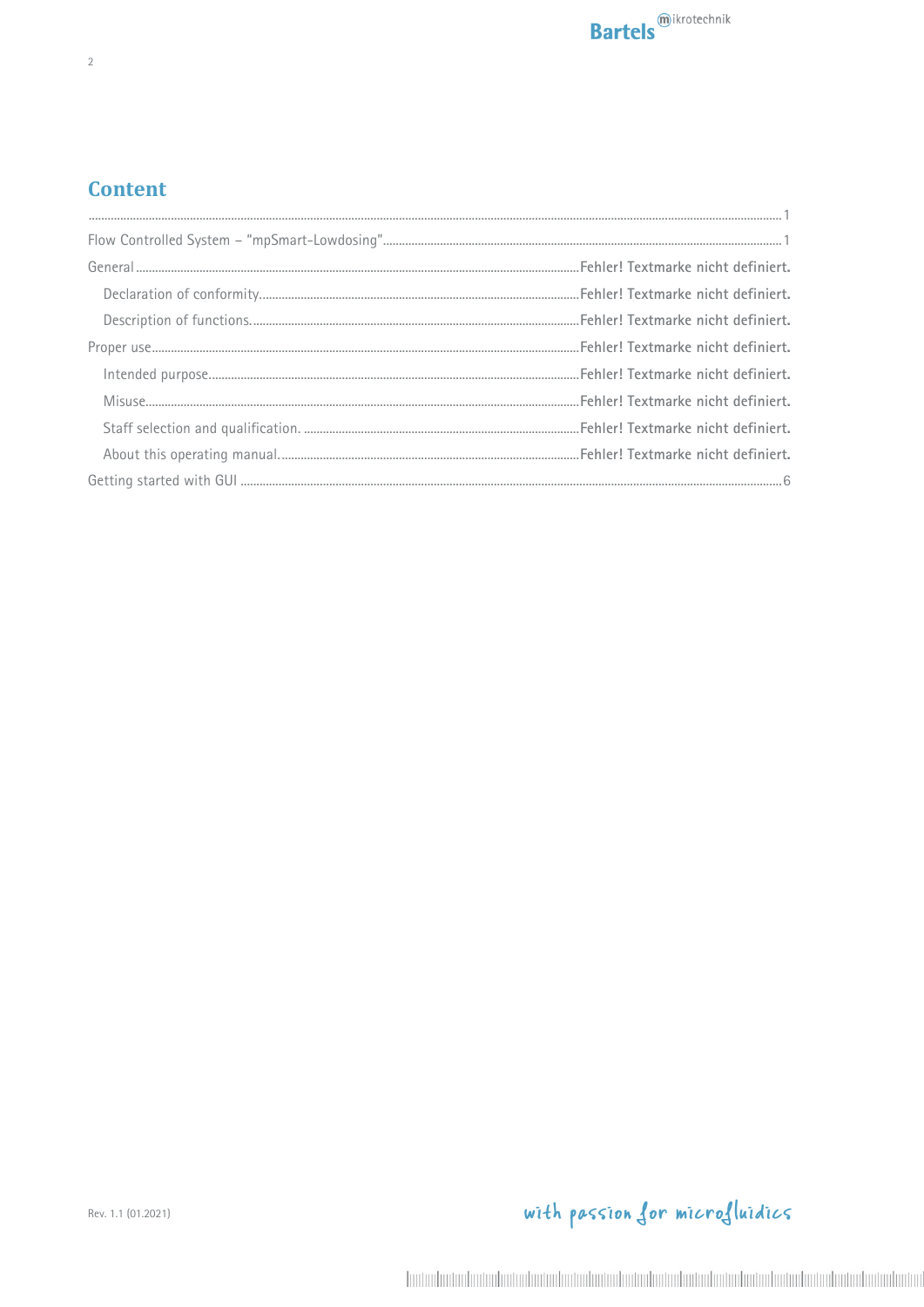# Content

.......................................................................................................................................................................................... 1

Flow Controlled System – "mpSmart-Lowdosing"............................................................................................................. 1

General ........................................................................................................ Fehler! Textmarke nicht definiert.

  Declaration of conformity.................................................................................... Fehler! Textmarke nicht definiert.

  Description of functions...................................................................................... Fehler! Textmarke nicht definiert.

Proper use....................................................................................................... Fehler! Textmarke nicht definiert.

  Intended purpose............................................................................................... Fehler! Textmarke nicht definiert.

  Misuse.............................................................................................................. Fehler! Textmarke nicht definiert.

  Staff selection and qualification. ........................................................................... Fehler! Textmarke nicht definiert.

  About this operating manual................................................................................. Fehler! Textmarke nicht definiert.

Getting started with GUI ......................................................................................................................................... 6

Rev. 1.1 (01.2021)

with passion for microfluidics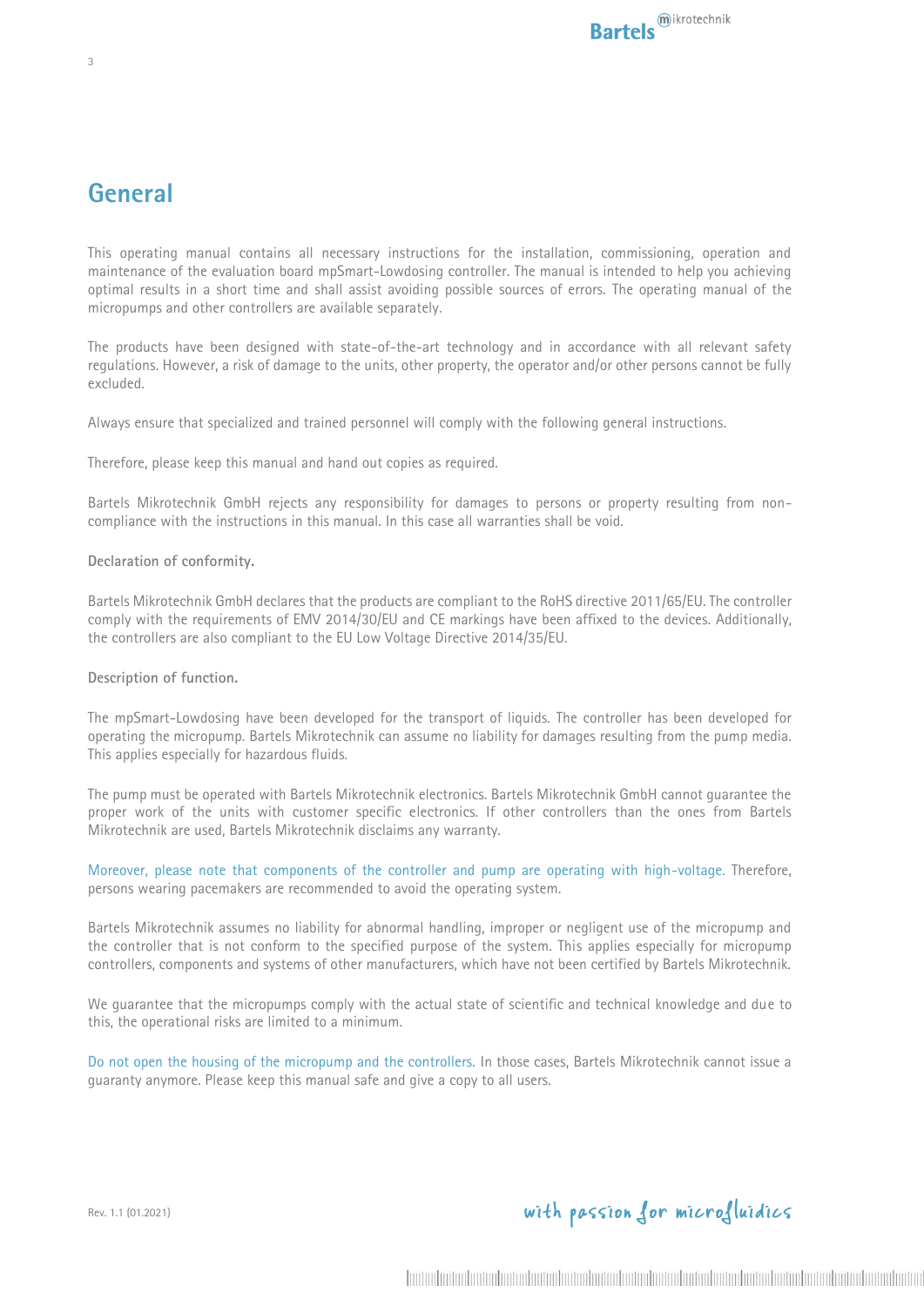# General

This operating manual contains all necessary instructions for the installation, commissioning, operation and maintenance of the evaluation board mpSmart-Lowdosing controller. The manual is intended to help you achieving optimal results in a short time and shall assist avoiding possible sources of errors. The operating manual of the micropumps and other controllers are available separately.

The products have been designed with state-of-the-art technology and in accordance with all relevant safety regulations. However, a risk of damage to the units, other property, the operator and/or other persons cannot be fully excluded.

Always ensure that specialized and trained personnel will comply with the following general instructions.

Therefore, please keep this manual and hand out copies as required.

Bartels Mikrotechnik GmbH rejects any responsibility for damages to persons or property resulting from non-compliance with the instructions in this manual. In this case all warranties shall be void.

**Declaration of conformity.**

Bartels Mikrotechnik GmbH declares that the products are compliant to the RoHS directive 2011/65/EU. The controller comply with the requirements of EMV 2014/30/EU and CE markings have been affixed to the devices. Additionally, the controllers are also compliant to the EU Low Voltage Directive 2014/35/EU.

**Description of function.**

The mpSmart-Lowdosing have been developed for the transport of liquids. The controller has been developed for operating the micropump. Bartels Mikrotechnik can assume no liability for damages resulting from the pump media. This applies especially for hazardous fluids.

The pump must be operated with Bartels Mikrotechnik electronics. Bartels Mikrotechnik GmbH cannot guarantee the proper work of the units with customer specific electronics. If other controllers than the ones from Bartels Mikrotechnik are used, Bartels Mikrotechnik disclaims any warranty.

Moreover, please note that components of the controller and pump are operating with high-voltage. Therefore, persons wearing pacemakers are recommended to avoid the operating system.

Bartels Mikrotechnik assumes no liability for abnormal handling, improper or negligent use of the micropump and the controller that is not conform to the specified purpose of the system. This applies especially for micropump controllers, components and systems of other manufacturers, which have not been certified by Bartels Mikrotechnik.

We guarantee that the micropumps comply with the actual state of scientific and technical knowledge and due to this, the operational risks are limited to a minimum.

Do not open the housing of the micropump and the controllers. In those cases, Bartels Mikrotechnik cannot issue a guaranty anymore. Please keep this manual safe and give a copy to all users.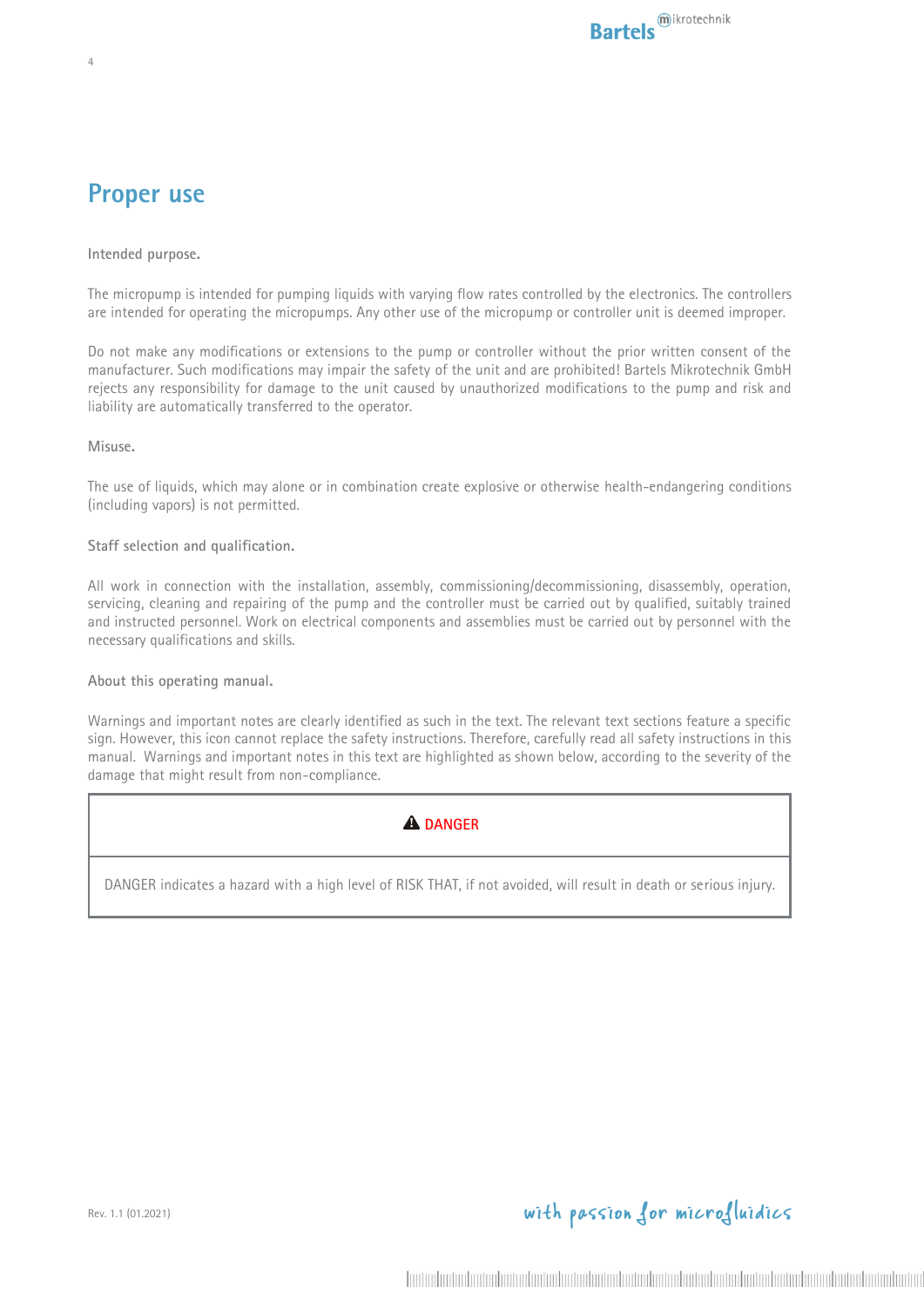# Proper use

**Intended purpose.**

The micropump is intended for pumping liquids with varying flow rates controlled by the electronics. The controllers are intended for operating the micropumps. Any other use of the micropump or controller unit is deemed improper.

Do not make any modifications or extensions to the pump or controller without the prior written consent of the manufacturer. Such modifications may impair the safety of the unit and are prohibited! Bartels Mikrotechnik GmbH rejects any responsibility for damage to the unit caused by unauthorized modifications to the pump and risk and liability are automatically transferred to the operator.

**Misuse.**

The use of liquids, which may alone or in combination create explosive or otherwise health-endangering conditions (including vapors) is not permitted.

**Staff selection and qualification.**

All work in connection with the installation, assembly, commissioning/decommissioning, disassembly, operation, servicing, cleaning and repairing of the pump and the controller must be carried out by qualified, suitably trained and instructed personnel. Work on electrical components and assemblies must be carried out by personnel with the necessary qualifications and skills.

**About this operating manual.**

Warnings and important notes are clearly identified as such in the text. The relevant text sections feature a specific sign. However, this icon cannot replace the safety instructions. Therefore, carefully read all safety instructions in this manual. Warnings and important notes in this text are highlighted as shown below, according to the severity of the damage that might result from non-compliance.

| ⚠ DANGER |
| --- |
| DANGER indicates a hazard with a high level of RISK THAT, if not avoided, will result in death or serious injury. |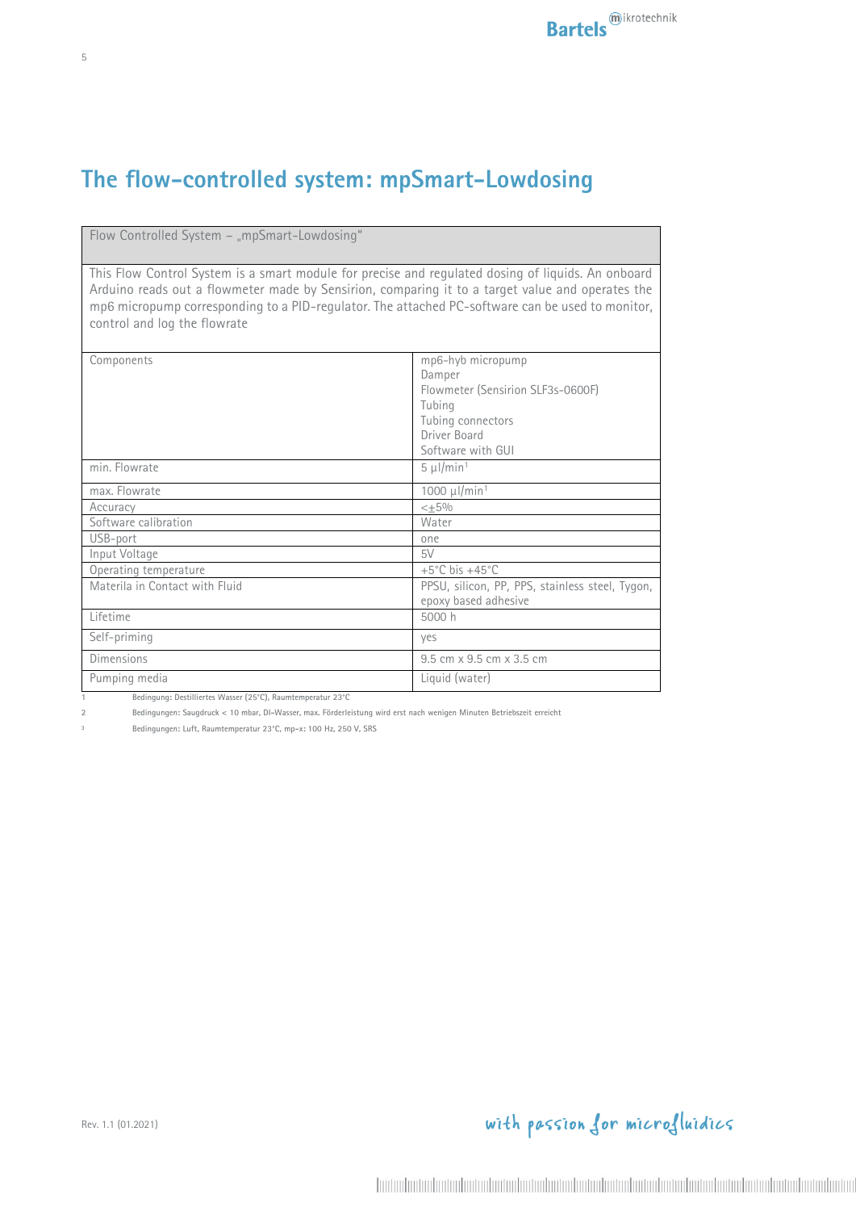# The flow-controlled system: mpSmart-Lowdosing

| Flow Controlled System – „mpSmart-Lowdosing" | |
|---|---|
| This Flow Control System is a smart module for precise and regulated dosing of liquids. An onboard Arduino reads out a flowmeter made by Sensirion, comparing it to a target value and operates the mp6 micropump corresponding to a PID-regulator. The attached PC-software can be used to monitor, control and log the flowrate | |
| Components | mp6-hyb micropump<br>Damper<br>Flowmeter (Sensirion SLF3s-0600F)<br>Tubing<br>Tubing connectors<br>Driver Board<br>Software with GUI |
| min. Flowrate | 5 µl/min[1] |
| max. Flowrate | 1000 µl/min[1] |
| Accuracy | <±5% |
| Software calibration | Water |
| USB-port | one |
| Input Voltage | 5V |
| Operating temperature | +5°C bis +45°C |
| Materila in Contact with Fluid | PPSU, silicon, PP, PPS, stainless steel, Tygon, epoxy based adhesive |
| Lifetime | 5000 h |
| Self-priming | yes |
| Dimensions | 9.5 cm x 9.5 cm x 3.5 cm |
| Pumping media | Liquid (water) |

1 Bedingung: Destilliertes Wasser (25°C), Raumtemperatur 23°C

2 Bedingungen: Saugdruck < 10 mbar, DI-Wasser, max. Förderleistung wird erst nach wenigen Minuten Betriebszeit erreicht

3 Bedingungen: Luft, Raumtemperatur 23°C, mp-x: 100 Hz, 250 V, SRS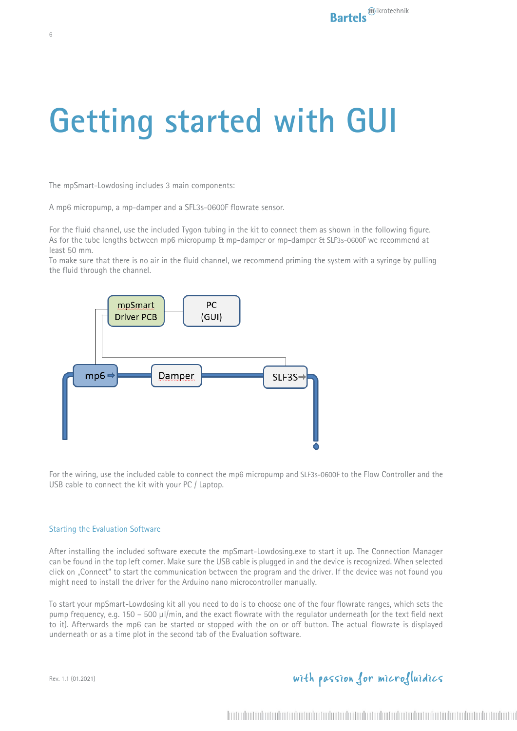# Getting started with GUI

The mpSmart-Lowdosing includes 3 main components:

A mp6 micropump, a mp-damper and a SFL3s-0600F flowrate sensor.

For the fluid channel, use the included Tygon tubing in the kit to connect them as shown in the following figure. As for the tube lengths between mp6 micropump & mp-damper or mp-damper & SLF3s-0600F we recommend at least 50 mm.
To make sure that there is no air in the fluid channel, we recommend priming the system with a syringe by pulling the fluid through the channel.

mpSmart Driver PCB
PC (GUI)
mp6
Damper
SLF3S

For the wiring, use the included cable to connect the mp6 micropump and SLF3s-0600F to the Flow Controller and the USB cable to connect the kit with your PC / Laptop.

### Starting the Evaluation Software

After installing the included software execute the mpSmart-Lowdosing.exe to start it up. The Connection Manager can be found in the top left corner. Make sure the USB cable is plugged in and the device is recognized. When selected click on „Connect" to start the communication between the program and the driver. If the device was not found you might need to install the driver for the Arduino nano microcontroller manually.

To start your mpSmart-Lowdosing kit all you need to do is to choose one of the four flowrate ranges, which sets the pump frequency, e.g. 150 – 500 µl/min, and the exact flowrate with the regulator underneath (or the text field next to it). Afterwards the mp6 can be started or stopped with the on or off button. The actual flowrate is displayed underneath or as a time plot in the second tab of the Evaluation software.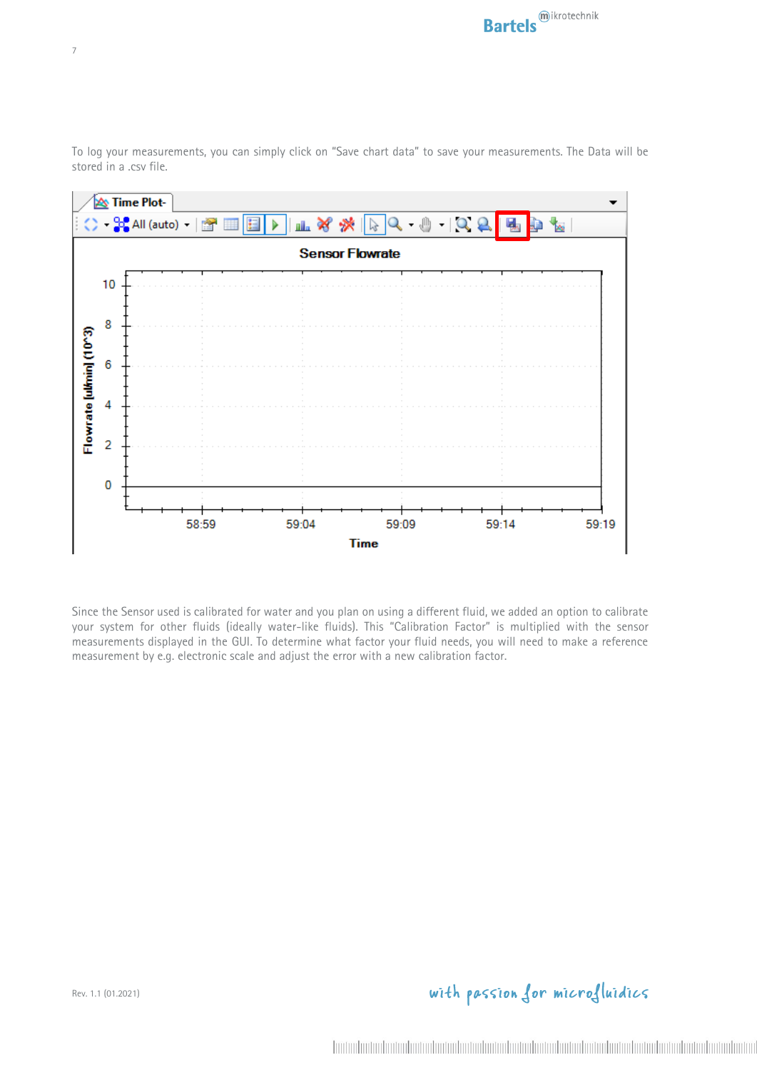To log your measurements, you can simply click on “Save chart data” to save your measurements. The Data will be stored in a .csv file.

Time Plot-

All (auto)

Sensor Flowrate

Flowrate [ul/min] (10^3)

10
8
6
4
2
0

58:59
59:04
59:09
59:14
59:19

Time

Since the Sensor used is calibrated for water and you plan on using a different fluid, we added an option to calibrate your system for other fluids (ideally water-like fluids). This “Calibration Factor” is multiplied with the sensor measurements displayed in the GUI. To determine what factor your fluid needs, you will need to make a reference measurement by e.g. electronic scale and adjust the error with a new calibration factor.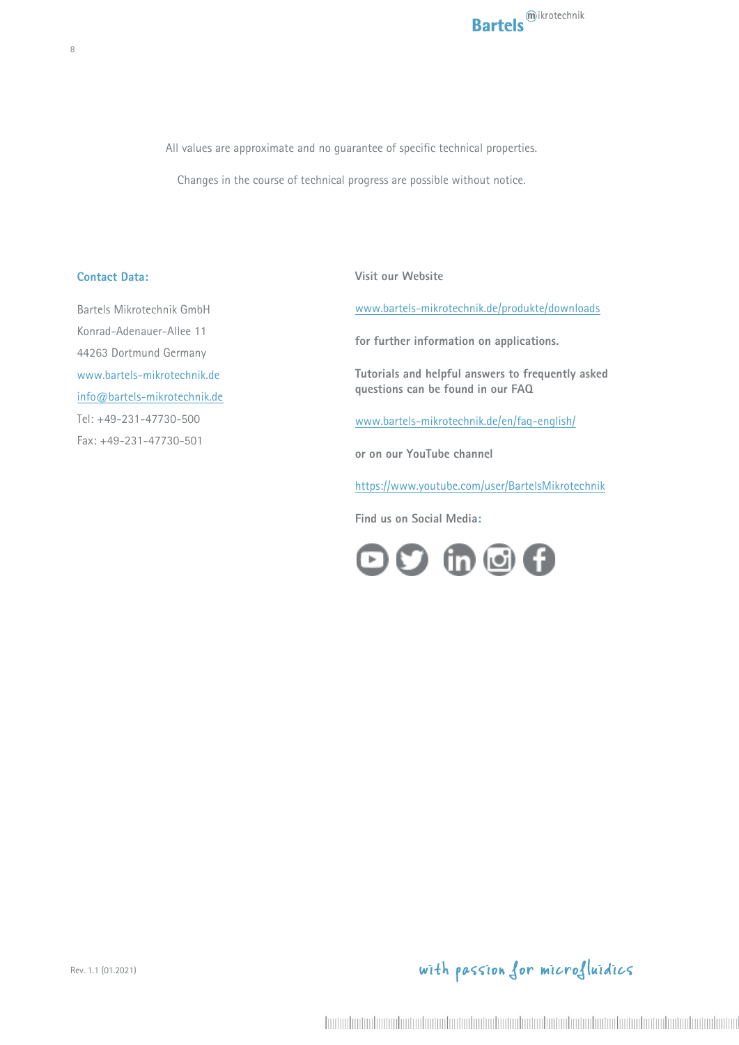All values are approximate and no guarantee of specific technical properties.

Changes in the course of technical progress are possible without notice.

**Contact Data:**

Bartels Mikrotechnik GmbH
Konrad-Adenauer-Allee 11
44263 Dortmund Germany
www.bartels-mikrotechnik.de
info@bartels-mikrotechnik.de
Tel: +49-231-47730-500
Fax: +49-231-47730-501

**Visit our Website**

www.bartels-mikrotechnik.de/produkte/downloads

**for further information on applications.**

**Tutorials and helpful answers to frequently asked questions can be found in our FAQ**

www.bartels-mikrotechnik.de/en/faq-english/

**or on our YouTube channel**

https://www.youtube.com/user/BartelsMikrotechnik

**Find us on Social Media:**

Rev. 1.1 (01.2021)

with passion for microfluidics